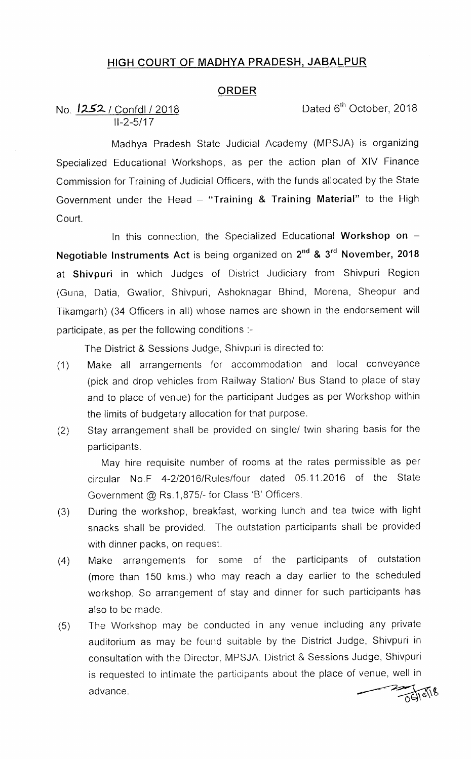# HIGH COURT OF MADHYA PRADESH, JABALPUR

## ORDER

No. 1252 / Confdl / 2018 Dated 6th October, 2018
II-2-5/17

Madhya Pradesh State Judicial Academy (MPSJA) is organizing Specialized Educational Workshops, as per the action plan of XIV Finance Commission for Training of Judicial Officers, with the funds allocated by the State Government under the Head – **"Training & Training Material"** to the High Court.

In this connection, the Specialized Educational **Workshop on – Negotiable Instruments Act** is being organized on **2nd & 3rd November, 2018** at **Shivpuri** in which Judges of District Judiciary from Shivpuri Region (Guna, Datia, Gwalior, Shivpuri, Ashoknagar Bhind, Morena, Sheopur and Tikamgarh) (34 Officers in all) whose names are shown in the endorsement will participate, as per the following conditions :-

The District & Sessions Judge, Shivpuri is directed to:

(1) Make all arrangements for accommodation and local conveyance (pick and drop vehicles from Railway Station/ Bus Stand to place of stay and to place of venue) for the participant Judges as per Workshop within the limits of budgetary allocation for that purpose.

(2) Stay arrangement shall be provided on single/ twin sharing basis for the participants.

May hire requisite number of rooms at the rates permissible as per circular No.F 4-2/2016/Rules/four dated 05.11.2016 of the State Government @ Rs.1,875/- for Class 'B' Officers.

(3) During the workshop, breakfast, working lunch and tea twice with light snacks shall be provided. The outstation participants shall be provided with dinner packs, on request.

(4) Make arrangements for some of the participants of outstation (more than 150 kms.) who may reach a day earlier to the scheduled workshop. So arrangement of stay and dinner for such participants has also to be made.

(5) The Workshop may be conducted in any venue including any private auditorium as may be found suitable by the District Judge, Shivpuri in consultation with the Director, MPSJA. District & Sessions Judge, Shivpuri is requested to intimate the participants about the place of venue, well in advance.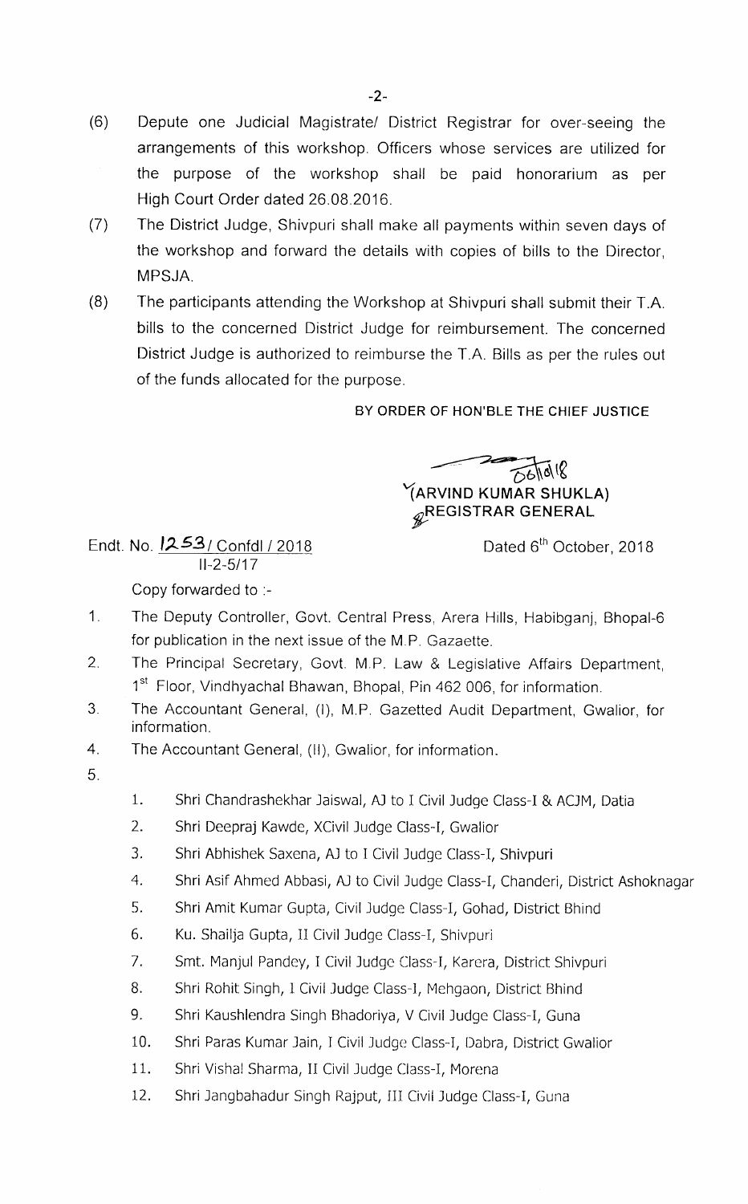(6) Depute one Judicial Magistrate/ District Registrar for over-seeing the arrangements of this workshop. Officers whose services are utilized for the purpose of the workshop shall be paid honorarium as per High Court Order dated 26.08.2016.

(7) The District Judge, Shivpuri shall make all payments within seven days of the workshop and forward the details with copies of bills to the Director, MPSJA.

(8) The participants attending the Workshop at Shivpuri shall submit their T.A. bills to the concerned District Judge for reimbursement. The concerned District Judge is authorized to reimburse the T.A. Bills as per the rules out of the funds allocated for the purpose.

**BY ORDER OF HON'BLE THE CHIEF JUSTICE**

06/10/18
**(ARVIND KUMAR SHUKLA)**
**REGISTRAR GENERAL**

Endt. No. 1253/ Confdl / 2018
II-2-5/17

Dated 6th October, 2018

Copy forwarded to :-

1. The Deputy Controller, Govt. Central Press, Arera Hills, Habibganj, Bhopal-6 for publication in the next issue of the M.P. Gazaette.
2. The Principal Secretary, Govt. M.P. Law & Legislative Affairs Department, 1st Floor, Vindhyachal Bhawan, Bhopal, Pin 462 006, for information.
3. The Accountant General, (I), M.P. Gazetted Audit Department, Gwalior, for information.
4. The Accountant General, (II), Gwalior, for information.
5.
   1. Shri Chandrashekhar Jaiswal, AJ to I Civil Judge Class-I & ACJM, Datia
   2. Shri Deepraj Kawde, XCivil Judge Class-I, Gwalior
   3. Shri Abhishek Saxena, AJ to I Civil Judge Class-I, Shivpuri
   4. Shri Asif Ahmed Abbasi, AJ to Civil Judge Class-I, Chanderi, District Ashoknagar
   5. Shri Amit Kumar Gupta, Civil Judge Class-I, Gohad, District Bhind
   6. Ku. Shailja Gupta, II Civil Judge Class-I, Shivpuri
   7. Smt. Manjul Pandey, I Civil Judge Class-I, Karera, District Shivpuri
   8. Shri Rohit Singh, I Civil Judge Class-I, Mehgaon, District Bhind
   9. Shri Kaushlendra Singh Bhadoriya, V Civil Judge Class-I, Guna
   10. Shri Paras Kumar Jain, I Civil Judge Class-I, Dabra, District Gwalior
   11. Shri Vishal Sharma, II Civil Judge Class-I, Morena
   12. Shri Jangbahadur Singh Rajput, III Civil Judge Class-I, Guna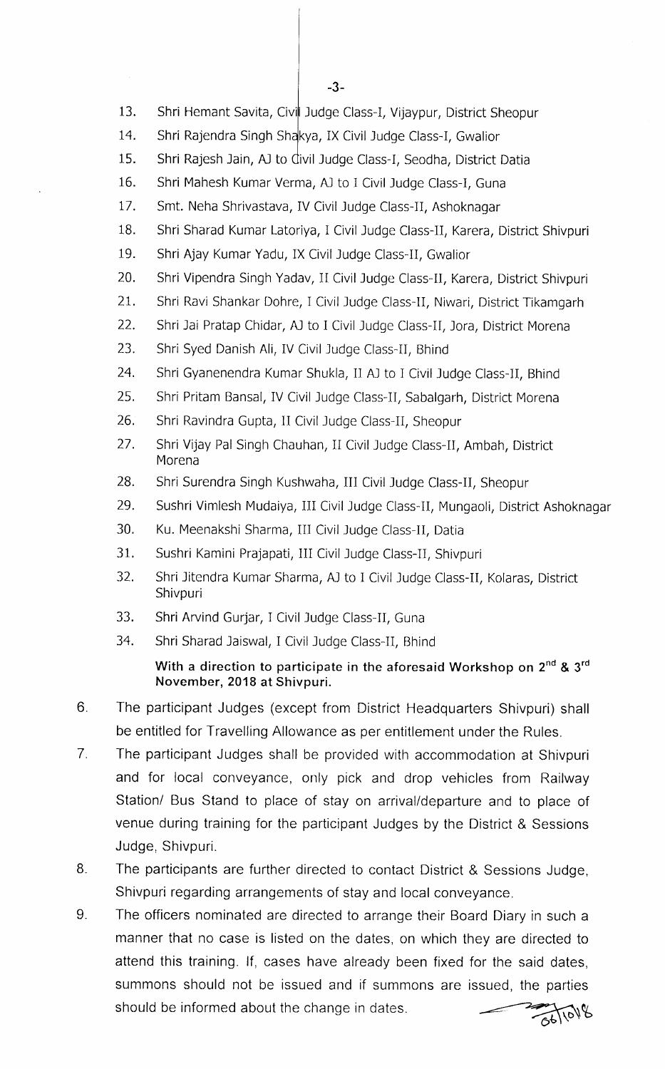13. Shri Hemant Savita, Civil Judge Class-I, Vijaypur, District Sheopur
14. Shri Rajendra Singh Shakya, IX Civil Judge Class-I, Gwalior
15. Shri Rajesh Jain, AJ to Civil Judge Class-I, Seodha, District Datia
16. Shri Mahesh Kumar Verma, AJ to I Civil Judge Class-I, Guna
17. Smt. Neha Shrivastava, IV Civil Judge Class-II, Ashoknagar
18. Shri Sharad Kumar Latoriya, I Civil Judge Class-II, Karera, District Shivpuri
19. Shri Ajay Kumar Yadu, IX Civil Judge Class-II, Gwalior
20. Shri Vipendra Singh Yadav, II Civil Judge Class-II, Karera, District Shivpuri
21. Shri Ravi Shankar Dohre, I Civil Judge Class-II, Niwari, District Tikamgarh
22. Shri Jai Pratap Chidar, AJ to I Civil Judge Class-II, Jora, District Morena
23. Shri Syed Danish Ali, IV Civil Judge Class-II, Bhind
24. Shri Gyanenendra Kumar Shukla, II AJ to I Civil Judge Class-II, Bhind
25. Shri Pritam Bansal, IV Civil Judge Class-II, Sabalgarh, District Morena
26. Shri Ravindra Gupta, II Civil Judge Class-II, Sheopur
27. Shri Vijay Pal Singh Chauhan, II Civil Judge Class-II, Ambah, District Morena
28. Shri Surendra Singh Kushwaha, III Civil Judge Class-II, Sheopur
29. Sushri Vimlesh Mudaiya, III Civil Judge Class-II, Mungaoli, District Ashoknagar
30. Ku. Meenakshi Sharma, III Civil Judge Class-II, Datia
31. Sushri Kamini Prajapati, III Civil Judge Class-II, Shivpuri
32. Shri Jitendra Kumar Sharma, AJ to I Civil Judge Class-II, Kolaras, District Shivpuri
33. Shri Arvind Gurjar, I Civil Judge Class-II, Guna
34. Shri Sharad Jaiswal, I Civil Judge Class-II, Bhind

**With a direction to participate in the aforesaid Workshop on 2nd & 3rd November, 2018 at Shivpuri.**

6. The participant Judges (except from District Headquarters Shivpuri) shall be entitled for Travelling Allowance as per entitlement under the Rules.
7. The participant Judges shall be provided with accommodation at Shivpuri and for local conveyance, only pick and drop vehicles from Railway Station/ Bus Stand to place of stay on arrival/departure and to place of venue during training for the participant Judges by the District & Sessions Judge, Shivpuri.
8. The participants are further directed to contact District & Sessions Judge, Shivpuri regarding arrangements of stay and local conveyance.
9. The officers nominated are directed to arrange their Board Diary in such a manner that no case is listed on the dates, on which they are directed to attend this training. If, cases have already been fixed for the said dates, summons should not be issued and if summons are issued, the parties should be informed about the change in dates.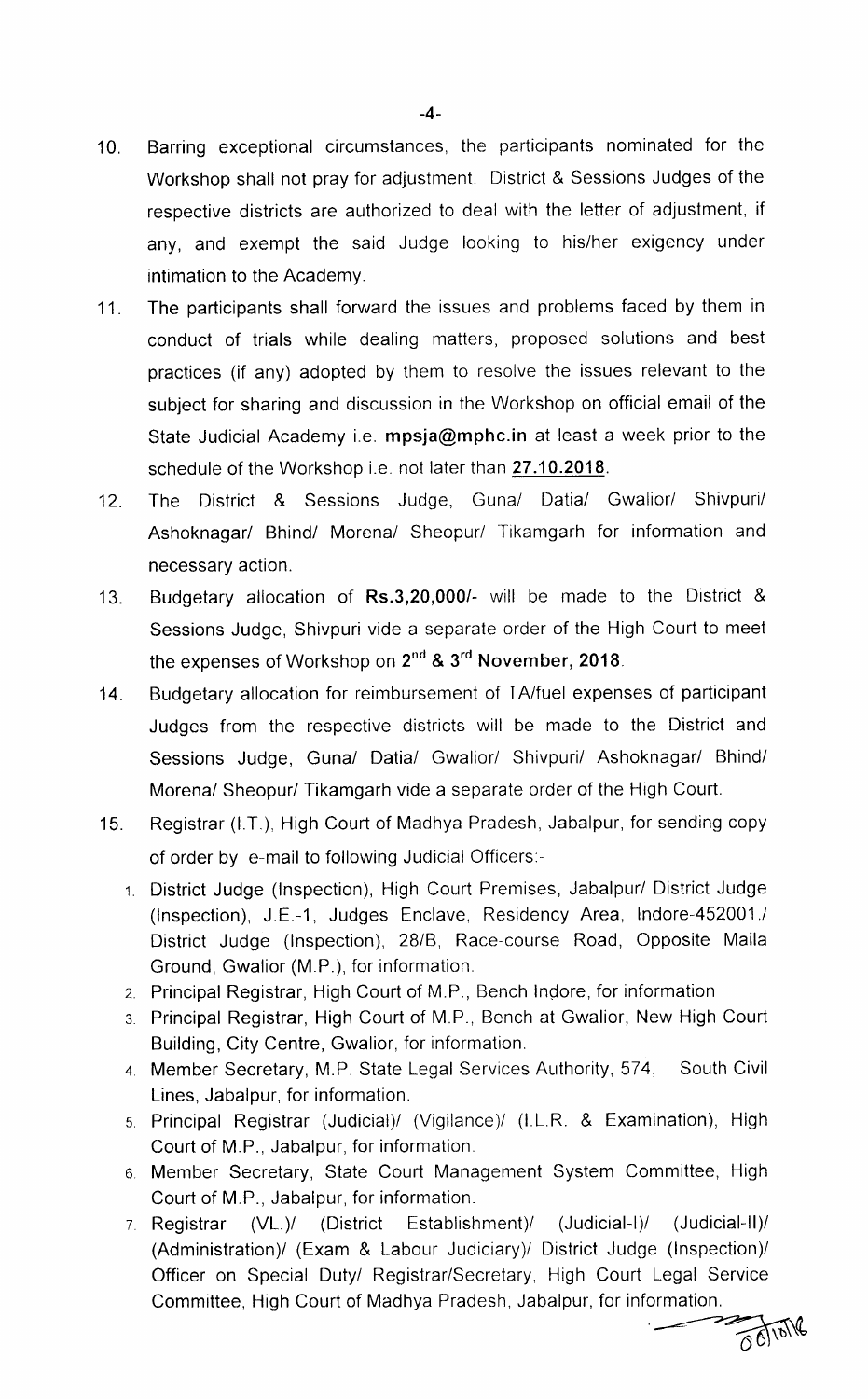10. Barring exceptional circumstances, the participants nominated for the Workshop shall not pray for adjustment. District & Sessions Judges of the respective districts are authorized to deal with the letter of adjustment, if any, and exempt the said Judge looking to his/her exigency under intimation to the Academy.
11. The participants shall forward the issues and problems faced by them in conduct of trials while dealing matters, proposed solutions and best practices (if any) adopted by them to resolve the issues relevant to the subject for sharing and discussion in the Workshop on official email of the State Judicial Academy i.e. **mpsja@mphc.in** at least a week prior to the schedule of the Workshop i.e. not later than **<u>27.10.2018</u>**.
12. The District & Sessions Judge, Guna/ Datia/ Gwalior/ Shivpuri/ Ashoknagar/ Bhind/ Morena/ Sheopur/ Tikamgarh for information and necessary action.
13. Budgetary allocation of **Rs.3,20,000/-** will be made to the District & Sessions Judge, Shivpuri vide a separate order of the High Court to meet the expenses of Workshop on **2nd & 3rd November, 2018**.
14. Budgetary allocation for reimbursement of TA/fuel expenses of participant Judges from the respective districts will be made to the District and Sessions Judge, Guna/ Datia/ Gwalior/ Shivpuri/ Ashoknagar/ Bhind/ Morena/ Sheopur/ Tikamgarh vide a separate order of the High Court.
15. Registrar (I.T.), High Court of Madhya Pradesh, Jabalpur, for sending copy of order by e-mail to following Judicial Officers:-
    1. District Judge (Inspection), High Court Premises, Jabalpur/ District Judge (Inspection), J.E.-1, Judges Enclave, Residency Area, Indore-452001./ District Judge (Inspection), 28/B, Race-course Road, Opposite Maila Ground, Gwalior (M.P.), for information.
    2. Principal Registrar, High Court of M.P., Bench Indore, for information
    3. Principal Registrar, High Court of M.P., Bench at Gwalior, New High Court Building, City Centre, Gwalior, for information.
    4. Member Secretary, M.P. State Legal Services Authority, 574, South Civil Lines, Jabalpur, for information.
    5. Principal Registrar (Judicial)/ (Vigilance)/ (I.L.R. & Examination), High Court of M.P., Jabalpur, for information.
    6. Member Secretary, State Court Management System Committee, High Court of M.P., Jabalpur, for information.
    7. Registrar (VL.)/ (District Establishment)/ (Judicial-I)/ (Judicial-II)/ (Administration)/ (Exam & Labour Judiciary)/ District Judge (Inspection)/ Officer on Special Duty/ Registrar/Secretary, High Court Legal Service Committee, High Court of Madhya Pradesh, Jabalpur, for information.

06/10/18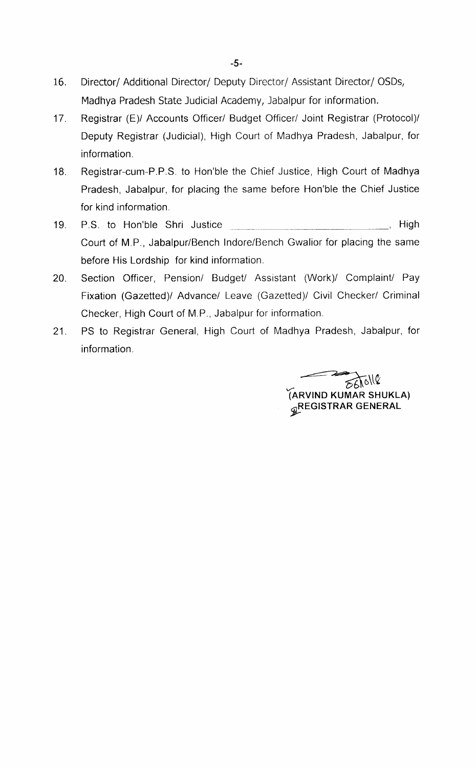16. Director/ Additional Director/ Deputy Director/ Assistant Director/ OSDs, Madhya Pradesh State Judicial Academy, Jabalpur for information.
17. Registrar (E)/ Accounts Officer/ Budget Officer/ Joint Registrar (Protocol)/ Deputy Registrar (Judicial), High Court of Madhya Pradesh, Jabalpur, for information.
18. Registrar-cum-P.P.S. to Hon'ble the Chief Justice, High Court of Madhya Pradesh, Jabalpur, for placing the same before Hon'ble the Chief Justice for kind information.
19. P.S. to Hon'ble Shri Justice ______________________, High Court of M.P., Jabalpur/Bench Indore/Bench Gwalior for placing the same before His Lordship for kind information.
20. Section Officer, Pension/ Budget/ Assistant (Work)/ Complaint/ Pay Fixation (Gazetted)/ Advance/ Leave (Gazetted)/ Civil Checker/ Criminal Checker, High Court of M.P., Jabalpur for information.
21. PS to Registrar General, High Court of Madhya Pradesh, Jabalpur, for information.

06/01/18

**(ARVIND KUMAR SHUKLA)**
**REGISTRAR GENERAL**